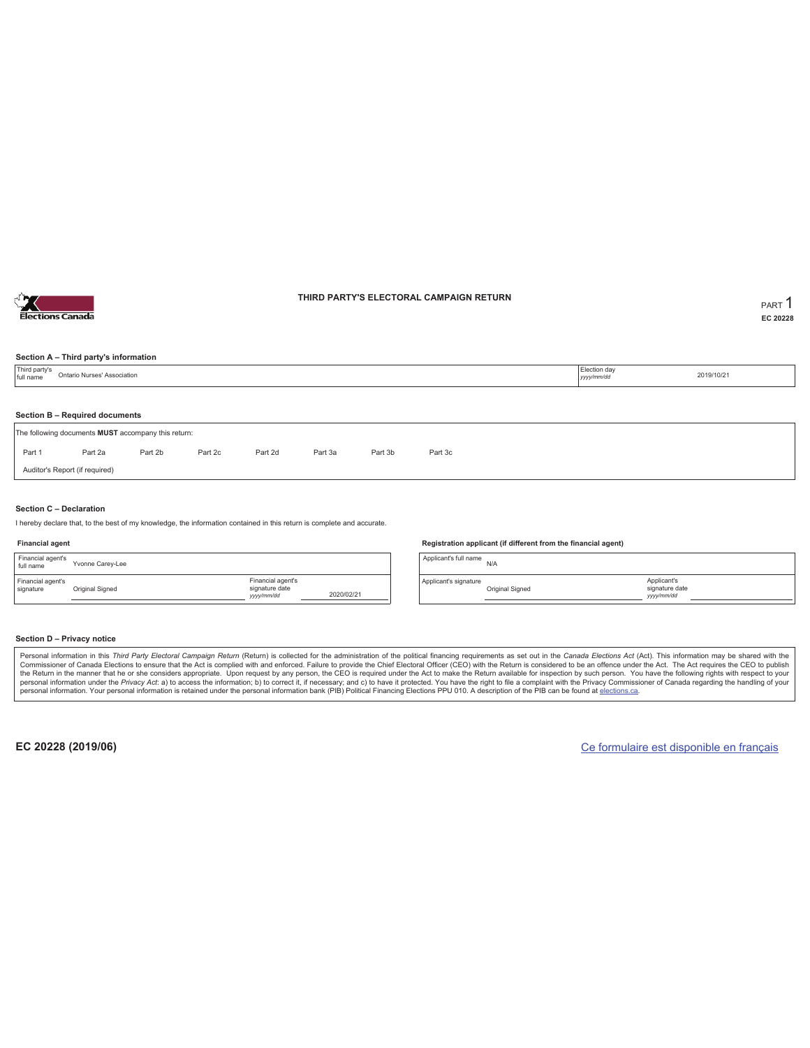# THIRD PARTY'S ELECTORAL CAMPAIGN RETURN

PART 1

EC 20228

### Section A – Third party's information

| Third party's full name | Ontario Nurses' Association | Election day *yyyy/mm/dd* | 2019/10/21 |
|---|---|---|---|

### Section B – Required documents

The following documents **MUST** accompany this return:

| Part 1 | Part 2a | Part 2b | Part 2c | Part 2d | Part 3a | Part 3b | Part 3c |
|---|---|---|---|---|---|---|---|
| Auditor's Report (if required) | | | | | | | |

### Section C – Declaration

I hereby declare that, to the best of my knowledge, the information contained in this return is complete and accurate.

**Financial agent**

| Financial agent's full name | Yvonne Carey-Lee | | |
|---|---|---|---|
| Financial agent's signature | Original Signed | Financial agent's signature date *yyyy/mm/dd* | 2020/02/21 |

**Registration applicant (if different from the financial agent)**

| Applicant's full name | N/A | | |
|---|---|---|---|
| Applicant's signature | Original Signed | Applicant's signature date *yyyy/mm/dd* | |

### Section D – Privacy notice

Personal information in this *Third Party Electoral Campaign Return* (Return) is collected for the administration of the political financing requirements as set out in the *Canada Elections Act* (Act). This information may be shared with the Commissioner of Canada Elections to ensure that the Act is complied with and enforced. Failure to provide the Chief Electoral Officer (CEO) with the Return is considered to be an offence under the Act. The Act requires the CEO to publish the Return in the manner that he or she considers appropriate. Upon request by any person, the CEO is required under the Act to make the Return available for inspection by such person. You have the following rights with respect to your personal information under the *Privacy Act*: a) to access the information; b) to correct it, if necessary; and c) to have it protected. You have the right to file a complaint with the Privacy Commissioner of Canada regarding the handling of your personal information. Your personal information is retained under the personal information bank (PIB) Political Financing Elections PPU 010. A description of the PIB can be found at elections.ca.

EC 20228 (2019/06)

Ce formulaire est disponible en français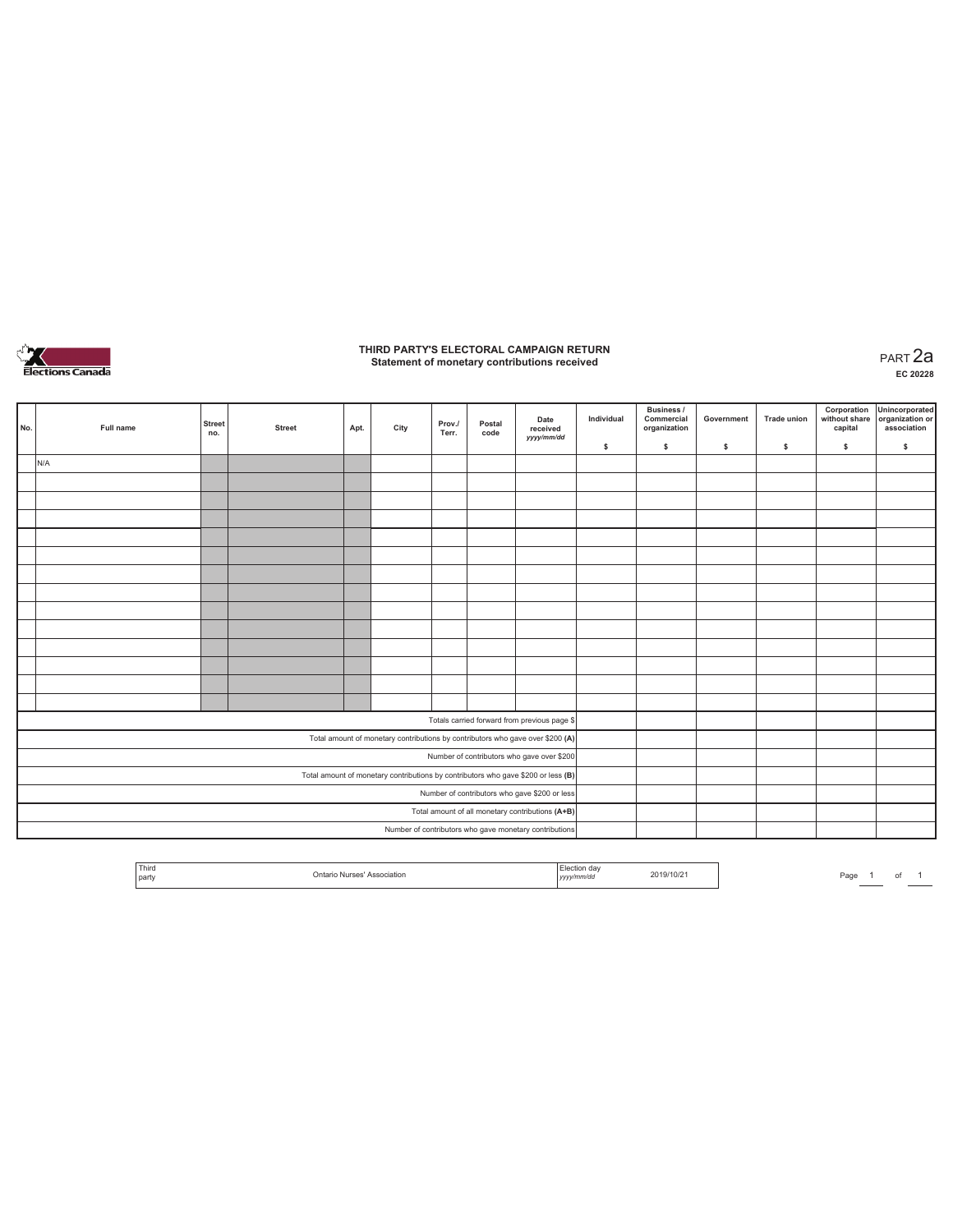# THIRD PARTY'S ELECTORAL CAMPAIGN RETURN
## Statement of monetary contributions received

PART 2a
EC 20228

| No. | Full name | Street no. | Street | Apt. | City | Prov./ Terr. | Postal code | Date received yyyy/mm/dd | Individual $ | Business / Commercial organization $ | Government $ | Trade union $ | Corporation without share capital $ | Unincorporated organization or association $ |
|---|---|---|---|---|---|---|---|---|---|---|---|---|---|---|
| | N/A | | | | | | | | | | | | | |
| | | | | | | | | | | | | | | |
| | | | | | | | | | | | | | | |
| | | | | | | | | | | | | | | |
| | | | | | | | | | | | | | | |
| | | | | | | | | | | | | | | |
| | | | | | | | | | | | | | | |
| | | | | | | | | | | | | | | |
| | | | | | | | | | | | | | | |
| | | | | | | | | | | | | | | |
| | | | | | | | | | | | | | | |
| | | | | | | | | | | | | | | |
| | | | | | | | | | | | | | | |
| | | | | | | | | | | | | | | |
| Totals carried forward from previous page $ | | | | | | | | | | | | | | |
| Total amount of monetary contributions by contributors who gave over $200 (A) | | | | | | | | | | | | | | |
| Number of contributors who gave over $200 | | | | | | | | | | | | | | |
| Total amount of monetary contributions by contributors who gave $200 or less (B) | | | | | | | | | | | | | | |
| Number of contributors who gave $200 or less | | | | | | | | | | | | | | |
| Total amount of all monetary contributions (A+B) | | | | | | | | | | | | | | |
| Number of contributors who gave monetary contributions | | | | | | | | | | | | | | |

| Third party | Ontario Nurses' Association | Election day yyyy/mm/dd | 2019/10/21 |
|---|---|---|---|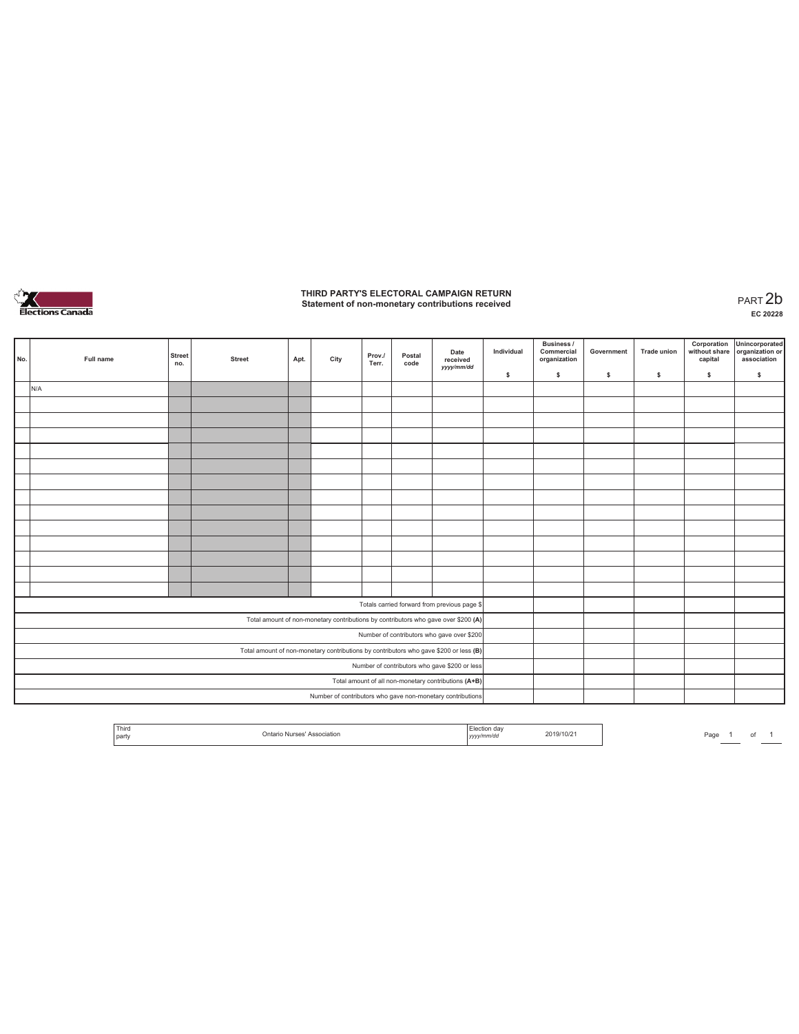# THIRD PARTY'S ELECTORAL CAMPAIGN RETURN
## Statement of non-monetary contributions received

PART 2b
**EC 20228**

| No. | Full name | Street no. | Street | Apt. | City | Prov./ Terr. | Postal code | Date received yyyy/mm/dd | Individual $ | Business / Commercial organization $ | Government $ | Trade union $ | Corporation without share capital $ | Unincorporated organization or association $ |
|---|---|---|---|---|---|---|---|---|---|---|---|---|---|---|
| | N/A | | | | | | | | | | | | | |
| | | | | | | | | | | | | | | |
| | | | | | | | | | | | | | | |
| | | | | | | | | | | | | | | |
| | | | | | | | | | | | | | | |
| | | | | | | | | | | | | | | |
| | | | | | | | | | | | | | | |
| | | | | | | | | | | | | | | |
| | | | | | | | | | | | | | | |
| | | | | | | | | | | | | | | |
| | | | | | | | | | | | | | | |
| | | | | | | | | | | | | | | |
| | | | | | | | | | | | | | | |
| | | | | | | | | | | | | | | |
| Totals carried forward from previous page $ | | | | | | | | | | | | | | |
| Total amount of non-monetary contributions by contributors who gave over $200 (A) | | | | | | | | | | | | | | |
| Number of contributors who gave over $200 | | | | | | | | | | | | | | |
| Total amount of non-monetary contributions by contributors who gave $200 or less (B) | | | | | | | | | | | | | | |
| Number of contributors who gave $200 or less | | | | | | | | | | | | | | |
| Total amount of all non-monetary contributions (A+B) | | | | | | | | | | | | | | |
| Number of contributors who gave non-monetary contributions | | | | | | | | | | | | | | |

| Third party | Ontario Nurses' Association | Election day yyyy/mm/dd | 2019/10/21 |
|---|---|---|---|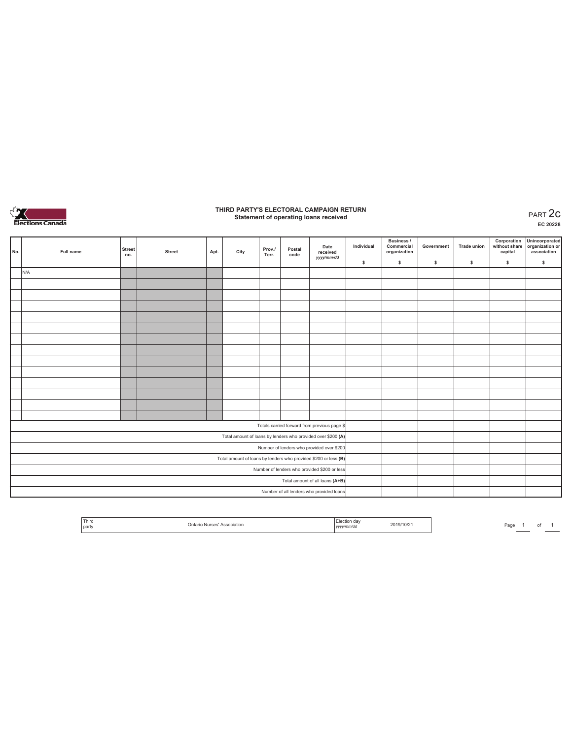# THIRD PARTY'S ELECTORAL CAMPAIGN RETURN

## Statement of operating loans received

PART 2c

EC 20228

| No. | Full name | Street no. | Street | Apt. | City | Prov./ Terr. | Postal code | Date received yyyy/mm/dd | Individual $ | Business / Commercial organization $ | Government $ | Trade union $ | Corporation without share capital $ | Unincorporated organization or association $ |
|---|---|---|---|---|---|---|---|---|---|---|---|---|---|---|
| | N/A | | | | | | | | | | | | | |
| | | | | | | | | | | | | | | |
| | | | | | | | | | | | | | | |
| | | | | | | | | | | | | | | |
| | | | | | | | | | | | | | | |
| | | | | | | | | | | | | | | |
| | | | | | | | | | | | | | | |
| | | | | | | | | | | | | | | |
| | | | | | | | | | | | | | | |
| | | | | | | | | | | | | | | |
| | | | | | | | | | | | | | | |
| | | | | | | | | | | | | | | |
| | | | | | | | | | | | | | | |
| | | | | | | | | | | | | | | |
| Totals carried forward from previous page $ | | | | | | | | | | | | | | |
| Total amount of loans by lenders who provided over $200 **(A)** | | | | | | | | | | | | | | |
| Number of lenders who provided over $200 | | | | | | | | | | | | | | |
| Total amount of loans by lenders who provided $200 or less **(B)** | | | | | | | | | | | | | | |
| Number of lenders who provided $200 or less | | | | | | | | | | | | | | |
| Total amount of all loans **(A+B)** | | | | | | | | | | | | | | |
| Number of all lenders who provided loans | | | | | | | | | | | | | | |

| Third party | Ontario Nurses' Association | Election day yyyy/mm/dd | 2019/10/21 |
|---|---|---|---|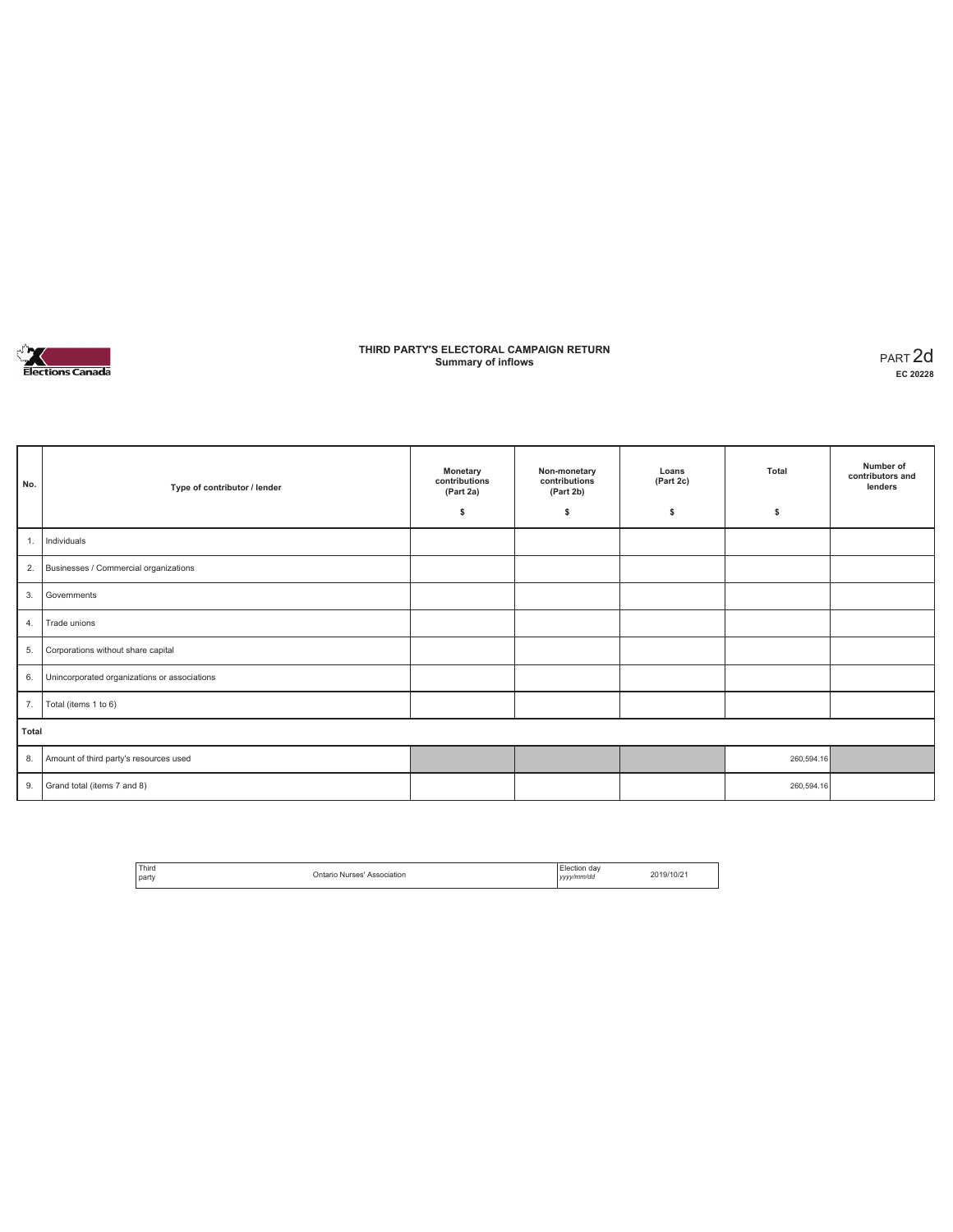# THIRD PARTY'S ELECTORAL CAMPAIGN RETURN
## Summary of inflows

PART 2d
EC 20228

| No. | Type of contributor / lender | Monetary contributions (Part 2a) $ | Non-monetary contributions (Part 2b) $ | Loans (Part 2c) $ | Total $ | Number of contributors and lenders |
|---|---|---|---|---|---|---|
| 1. | Individuals | | | | | |
| 2. | Businesses / Commercial organizations | | | | | |
| 3. | Governments | | | | | |
| 4. | Trade unions | | | | | |
| 5. | Corporations without share capital | | | | | |
| 6. | Unincorporated organizations or associations | | | | | |
| 7. | Total (items 1 to 6) | | | | | |
| **Total** | | | | | | |
| 8. | Amount of third party's resources used | | | | 260,594.16 | |
| 9. | Grand total (items 7 and 8) | | | | 260,594.16 | |

| Third party | Ontario Nurses' Association | Election day *yyyy/mm/dd* | 2019/10/21 |
|---|---|---|---|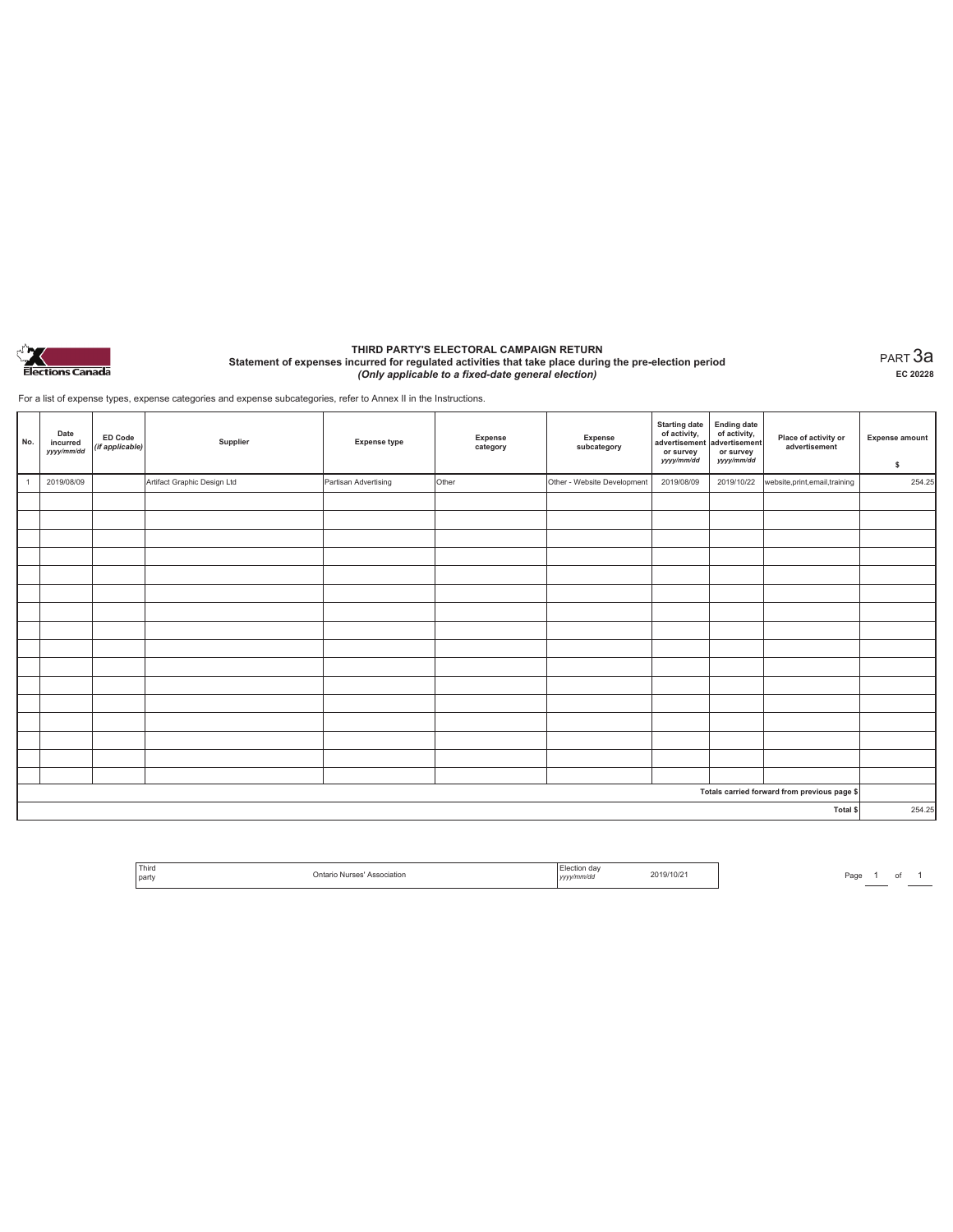Elections Canada

# THIRD PARTY'S ELECTORAL CAMPAIGN RETURN

**Statement of expenses incurred for regulated activities that take place during the pre-election period**

***(Only applicable to a fixed-date general election)***

PART 3a

**EC 20228**

For a list of expense types, expense categories and expense subcategories, refer to Annex II in the Instructions.

| No. | Date incurred *yyyy/mm/dd* | ED Code *(if applicable)* | Supplier | Expense type | Expense category | Expense subcategory | Starting date of activity, advertisement or survey *yyyy/mm/dd* | Ending date of activity, advertisement or survey *yyyy/mm/dd* | Place of activity or advertisement | Expense amount $ |
|---|---|---|---|---|---|---|---|---|---|---|
| 1 | 2019/08/09 | | Artifact Graphic Design Ltd | Partisan Advertising | Other | Other - Website Development | 2019/08/09 | 2019/10/22 | website,print,email,training | 254.25 |
| | | | | | | | | | | |
| | | | | | | | | | | |
| | | | | | | | | | | |
| | | | | | | | | | | |
| | | | | | | | | | | |
| | | | | | | | | | | |
| | | | | | | | | | | |
| | | | | | | | | | | |
| | | | | | | | | | | |
| | | | | | | | | | | |
| | | | | | | | | | | |
| | | | | | | | | | | |
| | | | | | | | | | | |
| | | | | | | | | | | |
| | | | | | | | | | | |
| | | | | | | | | | | |
| | | | | | | | | | Totals carried forward from previous page $ | |
| | | | | | | | | | Total $ | 254.25 |

| Third party | Ontario Nurses' Association | Election day *yyyy/mm/dd* | 2019/10/21 |
|---|---|---|---|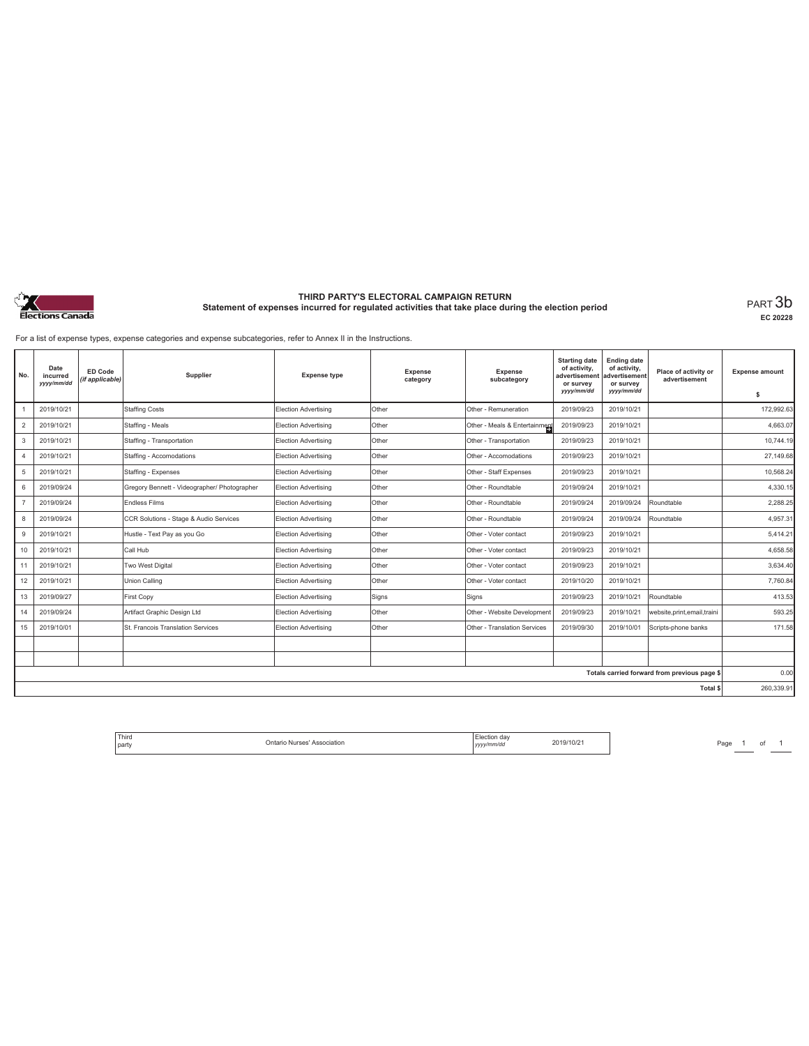# THIRD PARTY'S ELECTORAL CAMPAIGN RETURN

## Statement of expenses incurred for regulated activities that take place during the election period

PART 3b

EC 20228

For a list of expense types, expense categories and expense subcategories, refer to Annex II in the Instructions.

| No. | Date incurred yyyy/mm/dd | ED Code (if applicable) | Supplier | Expense type | Expense category | Expense subcategory | Starting date of activity, advertisement or survey yyyy/mm/dd | Ending date of activity, advertisement or survey yyyy/mm/dd | Place of activity or advertisement | Expense amount $ |
|---|---|---|---|---|---|---|---|---|---|---|
| 1 | 2019/10/21 | | Staffing Costs | Election Advertising | Other | Other - Remuneration | 2019/09/23 | 2019/10/21 | | 172,992.63 |
| 2 | 2019/10/21 | | Staffing - Meals | Election Advertising | Other | Other - Meals & Entertainment | 2019/09/23 | 2019/10/21 | | 4,663.07 |
| 3 | 2019/10/21 | | Staffing - Transportation | Election Advertising | Other | Other - Transportation | 2019/09/23 | 2019/10/21 | | 10,744.19 |
| 4 | 2019/10/21 | | Staffing - Accomodations | Election Advertising | Other | Other - Accomodations | 2019/09/23 | 2019/10/21 | | 27,149.68 |
| 5 | 2019/10/21 | | Staffing - Expenses | Election Advertising | Other | Other - Staff Expenses | 2019/09/23 | 2019/10/21 | | 10,568.24 |
| 6 | 2019/09/24 | | Gregory Bennett - Videographer/ Photographer | Election Advertising | Other | Other - Roundtable | 2019/09/24 | 2019/10/21 | | 4,330.15 |
| 7 | 2019/09/24 | | Endless Films | Election Advertising | Other | Other - Roundtable | 2019/09/24 | 2019/09/24 | Roundtable | 2,288.25 |
| 8 | 2019/09/24 | | CCR Solutions - Stage & Audio Services | Election Advertising | Other | Other - Roundtable | 2019/09/24 | 2019/09/24 | Roundtable | 4,957.31 |
| 9 | 2019/10/21 | | Hustle - Text Pay as you Go | Election Advertising | Other | Other - Voter contact | 2019/09/23 | 2019/10/21 | | 5,414.21 |
| 10 | 2019/10/21 | | Call Hub | Election Advertising | Other | Other - Voter contact | 2019/09/23 | 2019/10/21 | | 4,658.58 |
| 11 | 2019/10/21 | | Two West Digital | Election Advertising | Other | Other - Voter contact | 2019/09/23 | 2019/10/21 | | 3,634.40 |
| 12 | 2019/10/21 | | Union Calling | Election Advertising | Other | Other - Voter contact | 2019/10/20 | 2019/10/21 | | 7,760.84 |
| 13 | 2019/09/27 | | First Copy | Election Advertising | Signs | Signs | 2019/09/23 | 2019/10/21 | Roundtable | 413.53 |
| 14 | 2019/09/24 | | Artifact Graphic Design Ltd | Election Advertising | Other | Other - Website Development | 2019/09/23 | 2019/10/21 | website,print,email,traini | 593.25 |
| 15 | 2019/10/01 | | St. Francois Translation Services | Election Advertising | Other | Other - Translation Services | 2019/09/30 | 2019/10/01 | Scripts-phone banks | 171.58 |
| | | | | | | | | | | |
| | | | | | | | | | | |
| | | | | | | | | | Totals carried forward from previous page $ | 0.00 |
| | | | | | | | | | Total $ | 260,339.91 |

Third party: Ontario Nurses' Association

Election day yyyy/mm/dd: 2019/10/21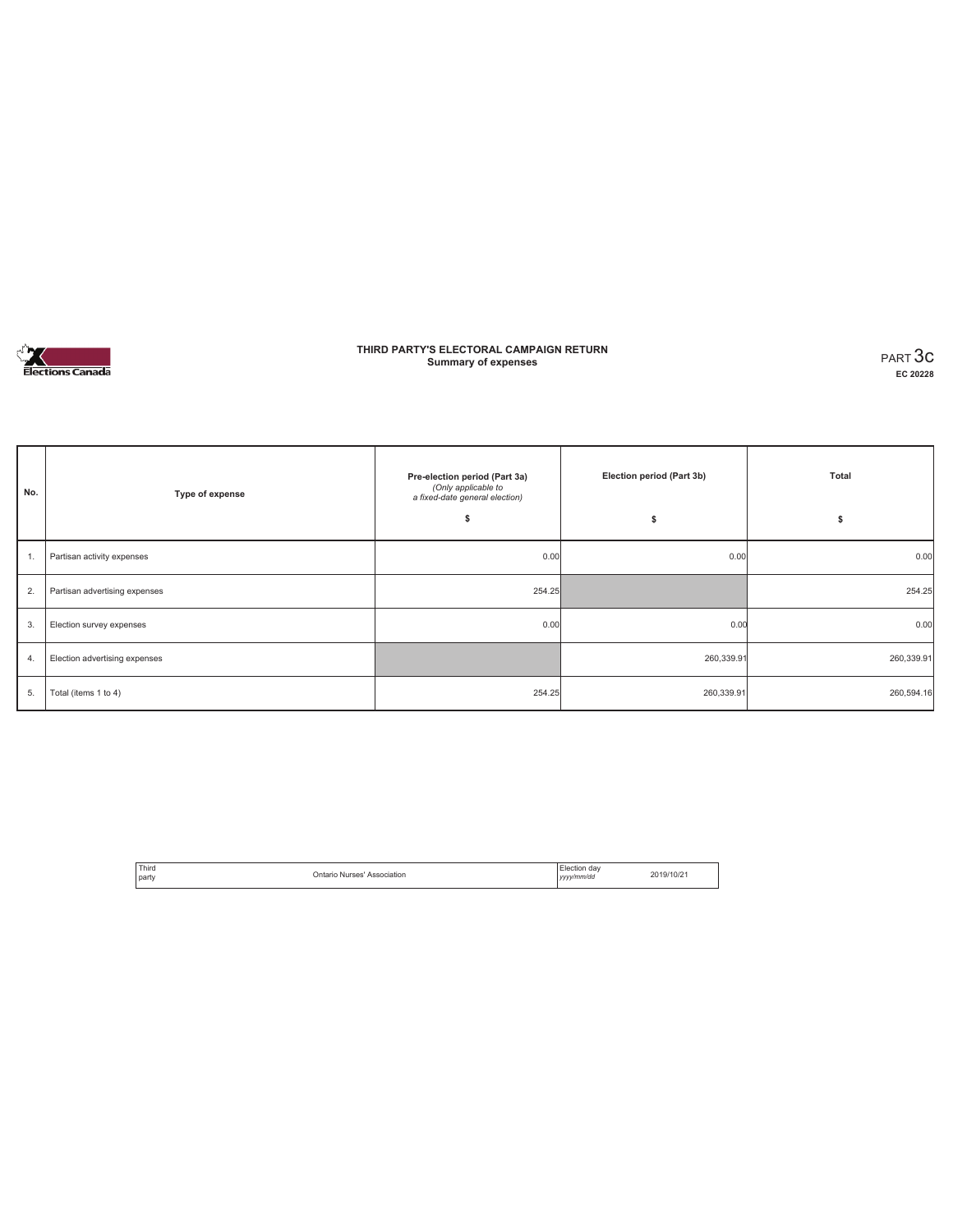# THIRD PARTY'S ELECTORAL CAMPAIGN RETURN
## Summary of expenses

PART 3c
**EC 20228**

| No. | Type of expense | Pre-election period (Part 3a) *(Only applicable to a fixed-date general election)* $ | Election period (Part 3b) $ | Total $ |
|---|---|---|---|---|
| 1. | Partisan activity expenses | 0.00 | 0.00 | 0.00 |
| 2. | Partisan advertising expenses | 254.25 | | 254.25 |
| 3. | Election survey expenses | 0.00 | 0.00 | 0.00 |
| 4. | Election advertising expenses | | 260,339.91 | 260,339.91 |
| 5. | Total (items 1 to 4) | 254.25 | 260,339.91 | 260,594.16 |

| | | | |
|---|---|---|---|
| Third party | Ontario Nurses' Association | Election day *yyyy/mm/dd* | 2019/10/21 |